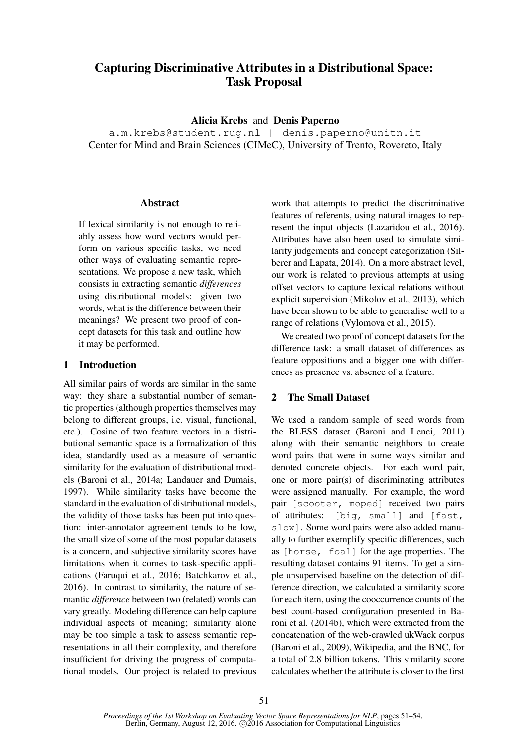# Capturing Discriminative Attributes in a Distributional Space: Task Proposal

**Alicia Krebs** and **Denis Paperno**

a.m.krebs@student.rug.nl | denis.paperno@unitn.it

Center for Mind and Brain Sciences (CIMeC), University of Trento, Rovereto, Italy

## Abstract

If lexical similarity is not enough to reliably assess how word vectors would perform on various specific tasks, we need other ways of evaluating semantic representations. We propose a new task, which consists in extracting semantic *differences* using distributional models: given two words, what is the difference between their meanings? We present two proof of concept datasets for this task and outline how it may be performed.

## 1 Introduction

All similar pairs of words are similar in the same way: they share a substantial number of semantic properties (although properties themselves may belong to different groups, i.e. visual, functional, etc.). Cosine of two feature vectors in a distributional semantic space is a formalization of this idea, standardly used as a measure of semantic similarity for the evaluation of distributional models (Baroni et al., 2014a; Landauer and Dumais, 1997). While similarity tasks have become the standard in the evaluation of distributional models, the validity of those tasks has been put into question: inter-annotator agreement tends to be low, the small size of some of the most popular datasets is a concern, and subjective similarity scores have limitations when it comes to task-specific applications (Faruqui et al., 2016; Batchkarov et al., 2016). In contrast to similarity, the nature of semantic *difference* between two (related) words can vary greatly. Modeling difference can help capture individual aspects of meaning; similarity alone may be too simple a task to assess semantic representations in all their complexity, and therefore insufficient for driving the progress of computational models. Our project is related to previous work that attempts to predict the discriminative features of referents, using natural images to represent the input objects (Lazaridou et al., 2016). Attributes have also been used to simulate similarity judgements and concept categorization (Silberer and Lapata, 2014). On a more abstract level, our work is related to previous attempts at using offset vectors to capture lexical relations without explicit supervision (Mikolov et al., 2013), which have been shown to be able to generalise well to a range of relations (Vylomova et al., 2015).

We created two proof of concept datasets for the difference task: a small dataset of differences as feature oppositions and a bigger one with differences as presence vs. absence of a feature.

## 2 The Small Dataset

We used a random sample of seed words from the BLESS dataset (Baroni and Lenci, 2011) along with their semantic neighbors to create word pairs that were in some ways similar and denoted concrete objects. For each word pair, one or more pair(s) of discriminating attributes were assigned manually. For example, the word pair [scooter, moped] received two pairs of attributes: [big, small] and [fast, slow]. Some word pairs were also added manually to further exemplify specific differences, such as [horse, foal] for the age properties. The resulting dataset contains 91 items. To get a simple unsupervised baseline on the detection of difference direction, we calculated a similarity score for each item, using the cooccurrence counts of the best count-based configuration presented in Baroni et al. (2014b), which were extracted from the concatenation of the web-crawled ukWack corpus (Baroni et al., 2009), Wikipedia, and the BNC, for a total of 2.8 billion tokens. This similarity score calculates whether the attribute is closer to the first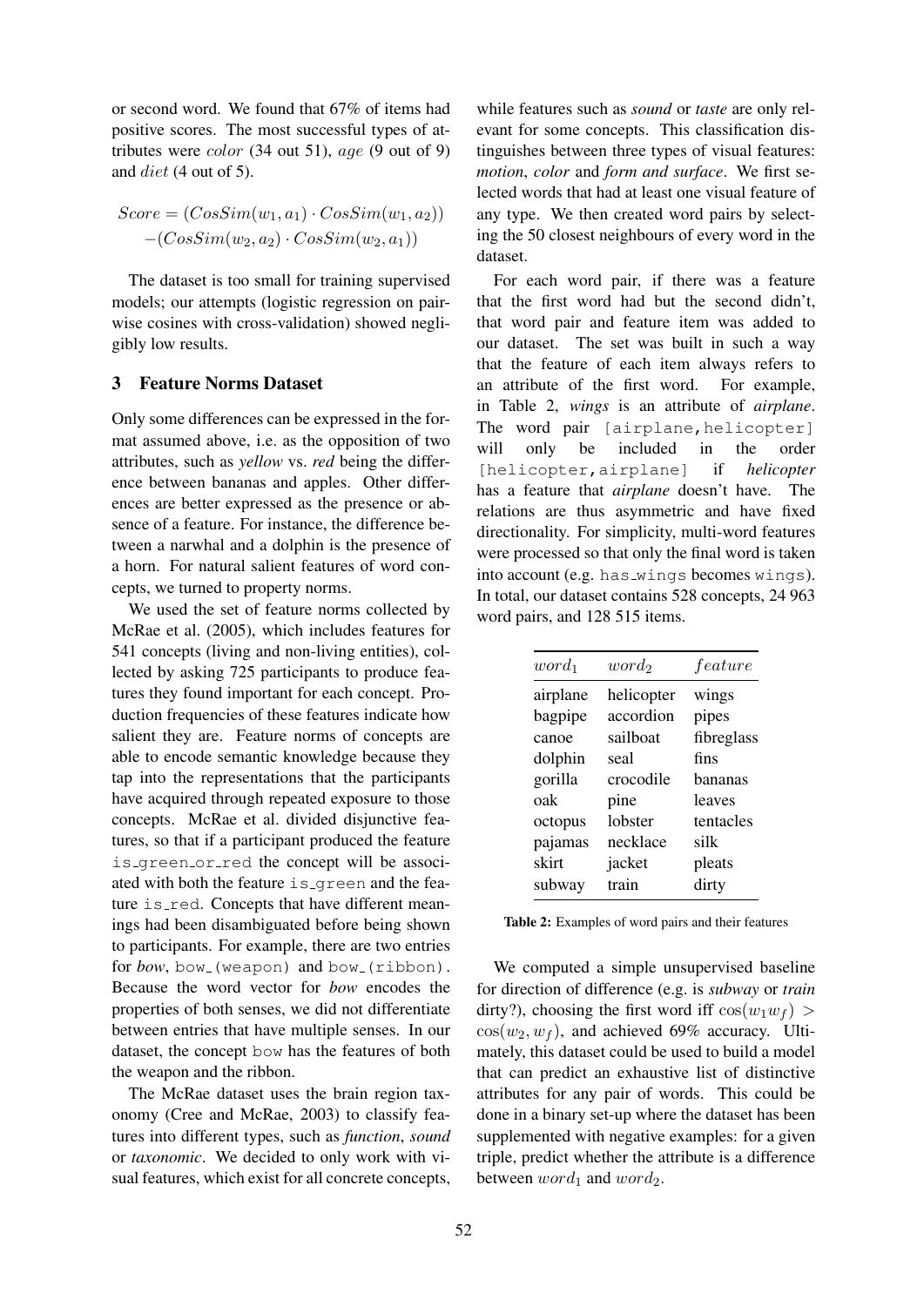or second word. We found that 67% of items had positive scores. The most successful types of attributes were $color$ (34 out 51), $age$ (9 out of 9) and $diet$ (4 out of 5).

$$Score = (CosSim(w_1, a_1) \cdot CosSim(w_1, a_2)) - (CosSim(w_2, a_2) \cdot CosSim(w_2, a_1))$$

The dataset is too small for training supervised models; our attempts (logistic regression on pairwise cosines with cross-validation) showed negligibly low results.

## 3 Feature Norms Dataset

Only some differences can be expressed in the format assumed above, i.e. as the opposition of two attributes, such as *yellow* vs. *red* being the difference between bananas and apples. Other differences are better expressed as the presence or absence of a feature. For instance, the difference between a narwhal and a dolphin is the presence of a horn. For natural salient features of word concepts, we turned to property norms.

We used the set of feature norms collected by McRae et al. (2005), which includes features for 541 concepts (living and non-living entities), collected by asking 725 participants to produce features they found important for each concept. Production frequencies of these features indicate how salient they are. Feature norms of concepts are able to encode semantic knowledge because they tap into the representations that the participants have acquired through repeated exposure to those concepts. McRae et al. divided disjunctive features, so that if a participant produced the feature `is_green_or_red` the concept will be associated with both the feature `is_green` and the feature `is_red`. Concepts that have different meanings had been disambiguated before being shown to participants. For example, there are two entries for *bow*, `bow_(weapon)` and `bow_(ribbon)`. Because the word vector for *bow* encodes the properties of both senses, we did not differentiate between entries that have multiple senses. In our dataset, the concept `bow` has the features of both the weapon and the ribbon.

The McRae dataset uses the brain region taxonomy (Cree and McRae, 2003) to classify features into different types, such as *function*, *sound* or *taxonomic*. We decided to only work with visual features, which exist for all concrete concepts, while features such as *sound* or *taste* are only relevant for some concepts. This classification distinguishes between three types of visual features: *motion*, *color* and *form and surface*. We first selected words that had at least one visual feature of any type. We then created word pairs by selecting the 50 closest neighbours of every word in the dataset.

For each word pair, if there was a feature that the first word had but the second didn't, that word pair and feature item was added to our dataset. The set was built in such a way that the feature of each item always refers to an attribute of the first word. For example, in Table 2, *wings* is an attribute of *airplane*. The word pair `[airplane,helicopter]` will only be included in the order `[helicopter,airplane]` if *helicopter* has a feature that *airplane* doesn't have. The relations are thus asymmetric and have fixed directionality. For simplicity, multi-word features were processed so that only the final word is taken into account (e.g. `has_wings` becomes `wings`). In total, our dataset contains 528 concepts, 24 963 word pairs, and 128 515 items.

| $word_1$ | $word_2$ | $feature$ |
|---|---|---|
| airplane | helicopter | wings |
| bagpipe | accordion | pipes |
| canoe | sailboat | fibreglass |
| dolphin | seal | fins |
| gorilla | crocodile | bananas |
| oak | pine | leaves |
| octopus | lobster | tentacles |
| pajamas | necklace | silk |
| skirt | jacket | pleats |
| subway | train | dirty |

**Table 2:** Examples of word pairs and their features

We computed a simple unsupervised baseline for direction of difference (e.g. is *subway* or *train* dirty?), choosing the first word iff $\cos(w_1 w_f) > \cos(w_2, w_f)$, and achieved 69% accuracy. Ultimately, this dataset could be used to build a model that can predict an exhaustive list of distinctive attributes for any pair of words. This could be done in a binary set-up where the dataset has been supplemented with negative examples: for a given triple, predict whether the attribute is a difference between $word_1$ and $word_2$.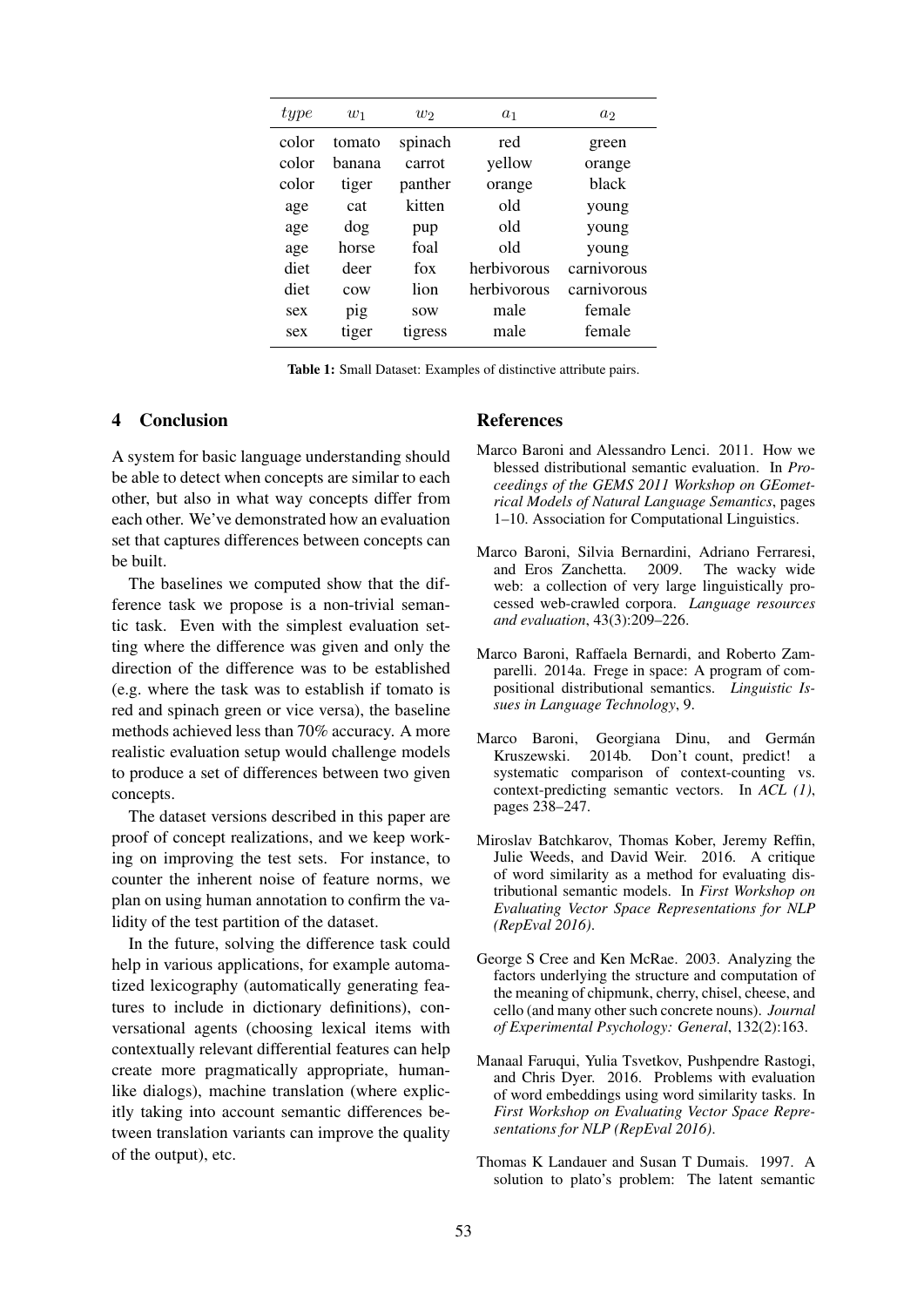| *type* | $w_1$ | $w_2$ | $a_1$ | $a_2$ |
|---|---|---|---|---|
| color | tomato | spinach | red | green |
| color | banana | carrot | yellow | orange |
| color | tiger | panther | orange | black |
| age | cat | kitten | old | young |
| age | dog | pup | old | young |
| age | horse | foal | old | young |
| diet | deer | fox | herbivorous | carnivorous |
| diet | cow | lion | herbivorous | carnivorous |
| sex | pig | sow | male | female |
| sex | tiger | tigress | male | female |

**Table 1:** Small Dataset: Examples of distinctive attribute pairs.

## 4 Conclusion

A system for basic language understanding should be able to detect when concepts are similar to each other, but also in what way concepts differ from each other. We've demonstrated how an evaluation set that captures differences between concepts can be built.

The baselines we computed show that the difference task we propose is a non-trivial semantic task. Even with the simplest evaluation setting where the difference was given and only the direction of the difference was to be established (e.g. where the task was to establish if tomato is red and spinach green or vice versa), the baseline methods achieved less than 70% accuracy. A more realistic evaluation setup would challenge models to produce a set of differences between two given concepts.

The dataset versions described in this paper are proof of concept realizations, and we keep working on improving the test sets. For instance, to counter the inherent noise of feature norms, we plan on using human annotation to confirm the validity of the test partition of the dataset.

In the future, solving the difference task could help in various applications, for example automatized lexicography (automatically generating features to include in dictionary definitions), conversational agents (choosing lexical items with contextually relevant differential features can help create more pragmatically appropriate, human-like dialogs), machine translation (where explicitly taking into account semantic differences between translation variants can improve the quality of the output), etc.

## References

Marco Baroni and Alessandro Lenci. 2011. How we blessed distributional semantic evaluation. In *Proceedings of the GEMS 2011 Workshop on GEometrical Models of Natural Language Semantics*, pages 1–10. Association for Computational Linguistics.

Marco Baroni, Silvia Bernardini, Adriano Ferraresi, and Eros Zanchetta. 2009. The wacky wide web: a collection of very large linguistically processed web-crawled corpora. *Language resources and evaluation*, 43(3):209–226.

Marco Baroni, Raffaela Bernardi, and Roberto Zamparelli. 2014a. Frege in space: A program of compositional distributional semantics. *Linguistic Issues in Language Technology*, 9.

Marco Baroni, Georgiana Dinu, and Germán Kruszewski. 2014b. Don't count, predict! a systematic comparison of context-counting vs. context-predicting semantic vectors. In *ACL (1)*, pages 238–247.

Miroslav Batchkarov, Thomas Kober, Jeremy Reffin, Julie Weeds, and David Weir. 2016. A critique of word similarity as a method for evaluating distributional semantic models. In *First Workshop on Evaluating Vector Space Representations for NLP (RepEval 2016)*.

George S Cree and Ken McRae. 2003. Analyzing the factors underlying the structure and computation of the meaning of chipmunk, cherry, chisel, cheese, and cello (and many other such concrete nouns). *Journal of Experimental Psychology: General*, 132(2):163.

Manaal Faruqui, Yulia Tsvetkov, Pushpendre Rastogi, and Chris Dyer. 2016. Problems with evaluation of word embeddings using word similarity tasks. In *First Workshop on Evaluating Vector Space Representations for NLP (RepEval 2016)*.

Thomas K Landauer and Susan T Dumais. 1997. A solution to plato's problem: The latent semantic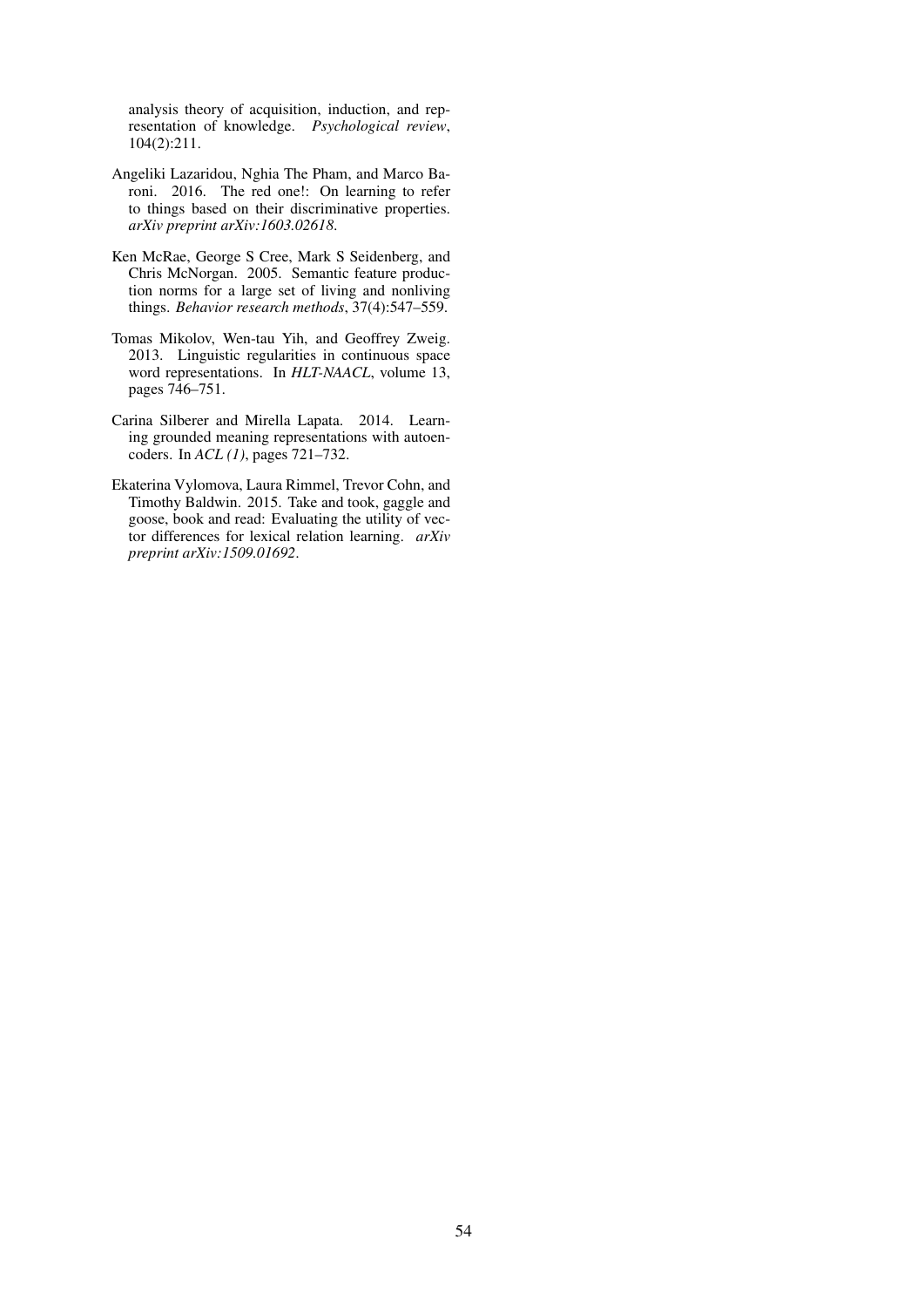analysis theory of acquisition, induction, and representation of knowledge. *Psychological review*, 104(2):211.

Angeliki Lazaridou, Nghia The Pham, and Marco Baroni. 2016. The red one!: On learning to refer to things based on their discriminative properties. *arXiv preprint arXiv:1603.02618*.

Ken McRae, George S Cree, Mark S Seidenberg, and Chris McNorgan. 2005. Semantic feature production norms for a large set of living and nonliving things. *Behavior research methods*, 37(4):547–559.

Tomas Mikolov, Wen-tau Yih, and Geoffrey Zweig. 2013. Linguistic regularities in continuous space word representations. In *HLT-NAACL*, volume 13, pages 746–751.

Carina Silberer and Mirella Lapata. 2014. Learning grounded meaning representations with autoencoders. In *ACL (1)*, pages 721–732.

Ekaterina Vylomova, Laura Rimmel, Trevor Cohn, and Timothy Baldwin. 2015. Take and took, gaggle and goose, book and read: Evaluating the utility of vector differences for lexical relation learning. *arXiv preprint arXiv:1509.01692*.